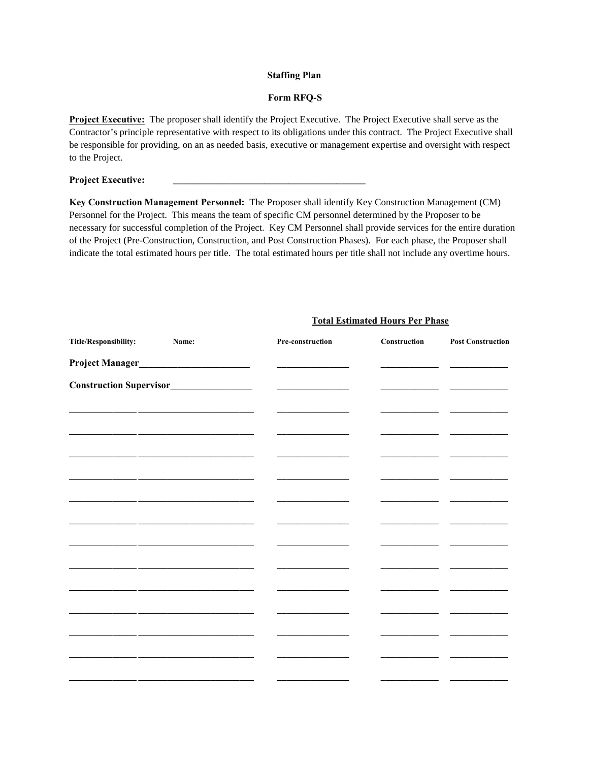**Staffing Plan**

**Form RFQ-S**

**Project Executive:** The proposer shall identify the Project Executive. The Project Executive shall serve as the Contractor's principle representative with respect to its obligations under this contract. The Project Executive shall be responsible for providing, on an as needed basis, executive or management expertise and oversight with respect to the Project.

**Project Executive:** ________________________________________

**Key Construction Management Personnel:** The Proposer shall identify Key Construction Management (CM) Personnel for the Project. This means the team of specific CM personnel determined by the Proposer to be necessary for successful completion of the Project. Key CM Personnel shall provide services for the entire duration of the Project (Pre-Construction, Construction, and Post Construction Phases). For each phase, the Proposer shall indicate the total estimated hours per title. The total estimated hours per title shall not include any overtime hours.

| | | **Total Estimated Hours Per Phase** | | |
|---|---|---|---|---|
| **Title/Responsibility:** | **Name:** | **Pre-construction** | **Construction** | **Post Construction** |
| **Project Manager** | | | | |
| **Construction Supervisor** | | | | |
| | | | | |
| | | | | |
| | | | | |
| | | | | |
| | | | | |
| | | | | |
| | | | | |
| | | | | |
| | | | | |
| | | | | |
| | | | | |
| | | | | |
| | | | | |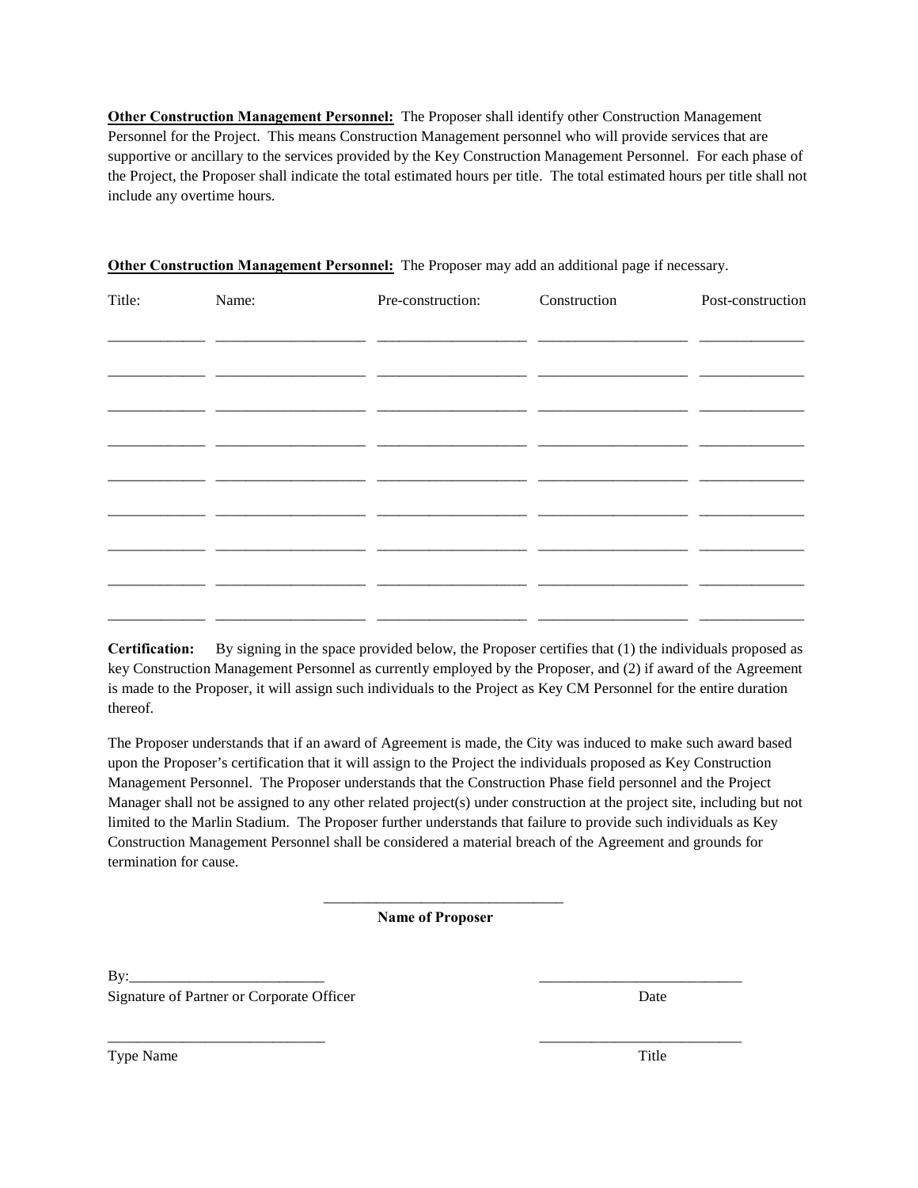**Other Construction Management Personnel:** The Proposer shall identify other Construction Management Personnel for the Project. This means Construction Management personnel who will provide services that are supportive or ancillary to the services provided by the Key Construction Management Personnel. For each phase of the Project, the Proposer shall indicate the total estimated hours per title. The total estimated hours per title shall not include any overtime hours.

**Other Construction Management Personnel:** The Proposer may add an additional page if necessary.

| Title: | Name: | Pre-construction: | Construction | Post-construction |
|---|---|---|---|---|
| | | | | |
| | | | | |
| | | | | |
| | | | | |
| | | | | |
| | | | | |
| | | | | |
| | | | | |
| | | | | |

**Certification:** By signing in the space provided below, the Proposer certifies that (1) the individuals proposed as key Construction Management Personnel as currently employed by the Proposer, and (2) if award of the Agreement is made to the Proposer, it will assign such individuals to the Project as Key CM Personnel for the entire duration thereof.

The Proposer understands that if an award of Agreement is made, the City was induced to make such award based upon the Proposer's certification that it will assign to the Project the individuals proposed as Key Construction Management Personnel. The Proposer understands that the Construction Phase field personnel and the Project Manager shall not be assigned to any other related project(s) under construction at the project site, including but not limited to the Marlin Stadium. The Proposer further understands that failure to provide such individuals as Key Construction Management Personnel shall be considered a material breach of the Agreement and grounds for termination for cause.

________________________________
**Name of Proposer**

By:__________________________ ___________________________
Signature of Partner or Corporate Officer Date

_____________________________ ___________________________
Type Name Title